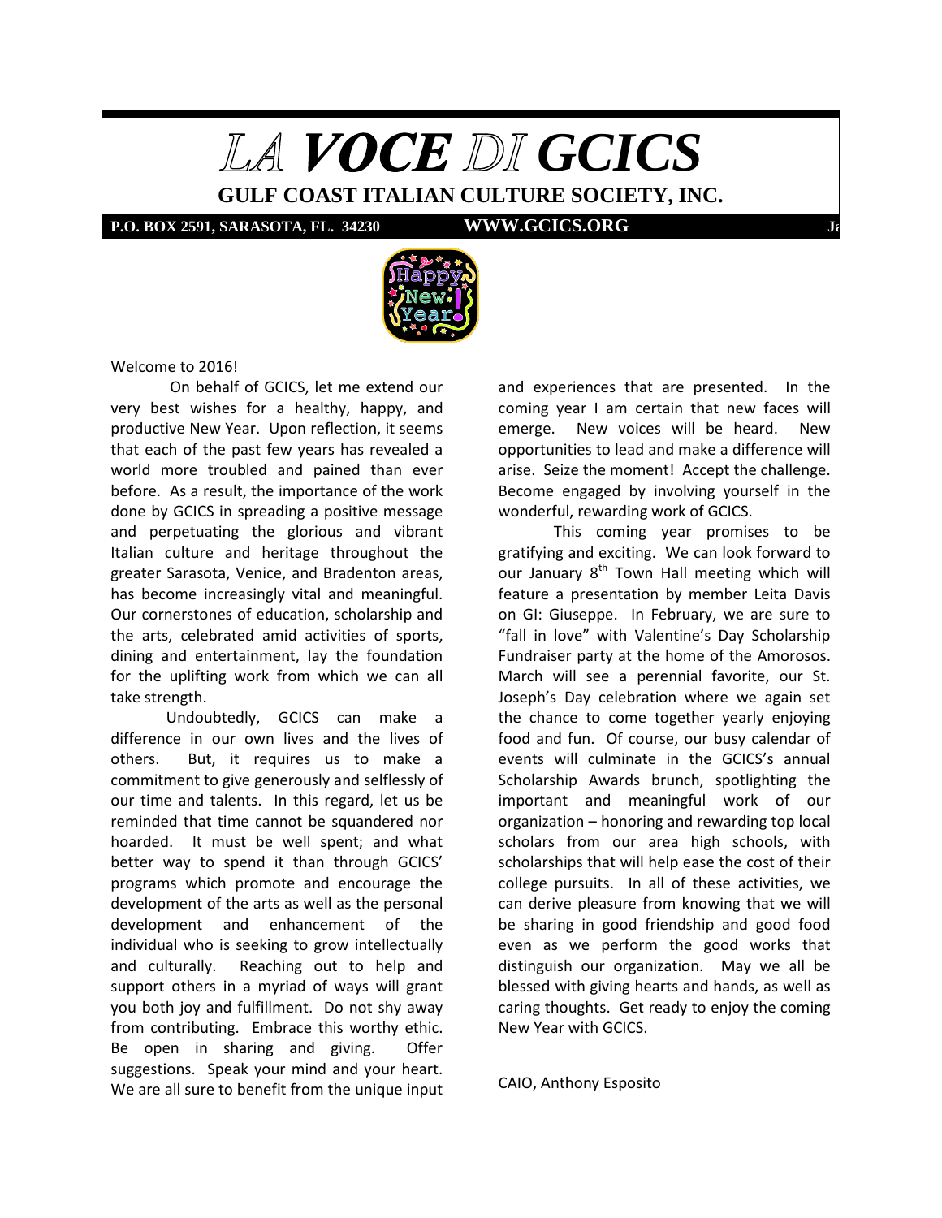# LA VOCE DI GCICS

## GULF COAST ITALIAN CULTURE SOCIETY, INC.

**P.O. BOX 2591, SARASOTA, FL. 34230** **WWW.GCICS.ORG**

Welcome to 2016!

On behalf of GCICS, let me extend our very best wishes for a healthy, happy, and productive New Year. Upon reflection, it seems that each of the past few years has revealed a world more troubled and pained than ever before. As a result, the importance of the work done by GCICS in spreading a positive message and perpetuating the glorious and vibrant Italian culture and heritage throughout the greater Sarasota, Venice, and Bradenton areas, has become increasingly vital and meaningful. Our cornerstones of education, scholarship and the arts, celebrated amid activities of sports, dining and entertainment, lay the foundation for the uplifting work from which we can all take strength.

Undoubtedly, GCICS can make a difference in our own lives and the lives of others. But, it requires us to make a commitment to give generously and selflessly of our time and talents. In this regard, let us be reminded that time cannot be squandered nor hoarded. It must be well spent; and what better way to spend it than through GCICS' programs which promote and encourage the development of the arts as well as the personal development and enhancement of the individual who is seeking to grow intellectually and culturally. Reaching out to help and support others in a myriad of ways will grant you both joy and fulfillment. Do not shy away from contributing. Embrace this worthy ethic. Be open in sharing and giving. Offer suggestions. Speak your mind and your heart. We are all sure to benefit from the unique input and experiences that are presented. In the coming year I am certain that new faces will emerge. New voices will be heard. New opportunities to lead and make a difference will arise. Seize the moment! Accept the challenge. Become engaged by involving yourself in the wonderful, rewarding work of GCICS.

This coming year promises to be gratifying and exciting. We can look forward to our January 8th Town Hall meeting which will feature a presentation by member Leita Davis on GI: Giuseppe. In February, we are sure to "fall in love" with Valentine's Day Scholarship Fundraiser party at the home of the Amorosos. March will see a perennial favorite, our St. Joseph's Day celebration where we again set the chance to come together yearly enjoying food and fun. Of course, our busy calendar of events will culminate in the GCICS's annual Scholarship Awards brunch, spotlighting the important and meaningful work of our organization – honoring and rewarding top local scholars from our area high schools, with scholarships that will help ease the cost of their college pursuits. In all of these activities, we can derive pleasure from knowing that we will be sharing in good friendship and good food even as we perform the good works that distinguish our organization. May we all be blessed with giving hearts and hands, as well as caring thoughts. Get ready to enjoy the coming New Year with GCICS.

CAIO, Anthony Esposito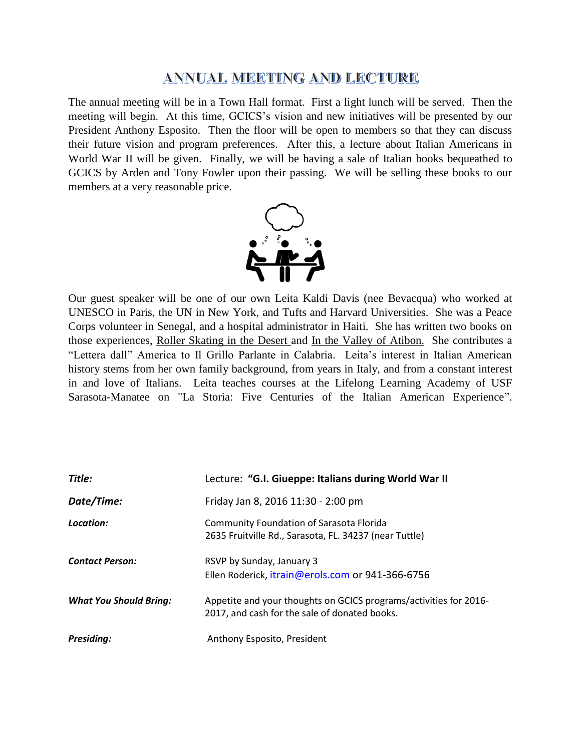# ANNUAL MEETING AND LECTURE

The annual meeting will be in a Town Hall format. First a light lunch will be served. Then the meeting will begin. At this time, GCICS's vision and new initiatives will be presented by our President Anthony Esposito. Then the floor will be open to members so that they can discuss their future vision and program preferences. After this, a lecture about Italian Americans in World War II will be given. Finally, we will be having a sale of Italian books bequeathed to GCICS by Arden and Tony Fowler upon their passing. We will be selling these books to our members at a very reasonable price.

Our guest speaker will be one of our own Leita Kaldi Davis (nee Bevacqua) who worked at UNESCO in Paris, the UN in New York, and Tufts and Harvard Universities. She was a Peace Corps volunteer in Senegal, and a hospital administrator in Haiti. She has written two books on those experiences, Roller Skating in the Desert and In the Valley of Atibon. She contributes a "Lettera dall" America to Il Grillo Parlante in Calabria. Leita's interest in Italian American history stems from her own family background, from years in Italy, and from a constant interest in and love of Italians. Leita teaches courses at the Lifelong Learning Academy of USF Sarasota-Manatee on "La Storia: Five Centuries of the Italian American Experience".

| | |
|---|---|
| ***Title:*** | Lecture: **"G.I. Giueppe: Italians during World War II** |
| ***Date/Time:*** | Friday Jan 8, 2016 11:30 - 2:00 pm |
| ***Location:*** | Community Foundation of Sarasota Florida<br>2635 Fruitville Rd., Sarasota, FL. 34237 (near Tuttle) |
| ***Contact Person:*** | RSVP by Sunday, January 3<br>Ellen Roderick, itrain@erols.com or 941-366-6756 |
| ***What You Should Bring:*** | Appetite and your thoughts on GCICS programs/activities for 2016-2017, and cash for the sale of donated books. |
| ***Presiding:*** | Anthony Esposito, President |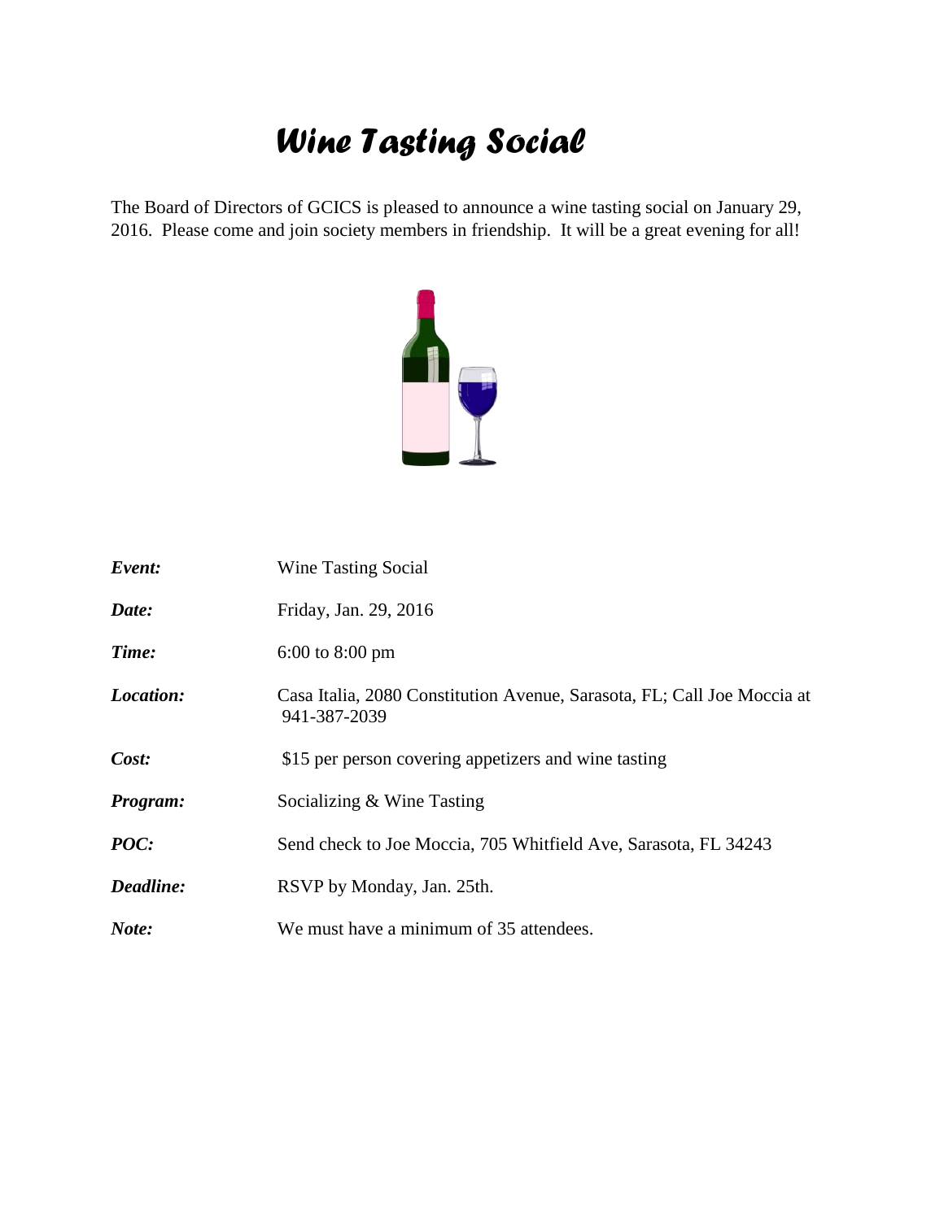# *Wine Tasting Social*

The Board of Directors of GCICS is pleased to announce a wine tasting social on January 29, 2016. Please come and join society members in friendship. It will be a great evening for all!

| | |
|---|---|
| ***Event:*** | Wine Tasting Social |
| ***Date:*** | Friday, Jan. 29, 2016 |
| ***Time:*** | 6:00 to 8:00 pm |
| ***Location:*** | Casa Italia, 2080 Constitution Avenue, Sarasota, FL; Call Joe Moccia at 941-387-2039 |
| ***Cost:*** | $15 per person covering appetizers and wine tasting |
| ***Program:*** | Socializing & Wine Tasting |
| ***POC:*** | Send check to Joe Moccia, 705 Whitfield Ave, Sarasota, FL 34243 |
| ***Deadline:*** | RSVP by Monday, Jan. 25th. |
| ***Note:*** | We must have a minimum of 35 attendees. |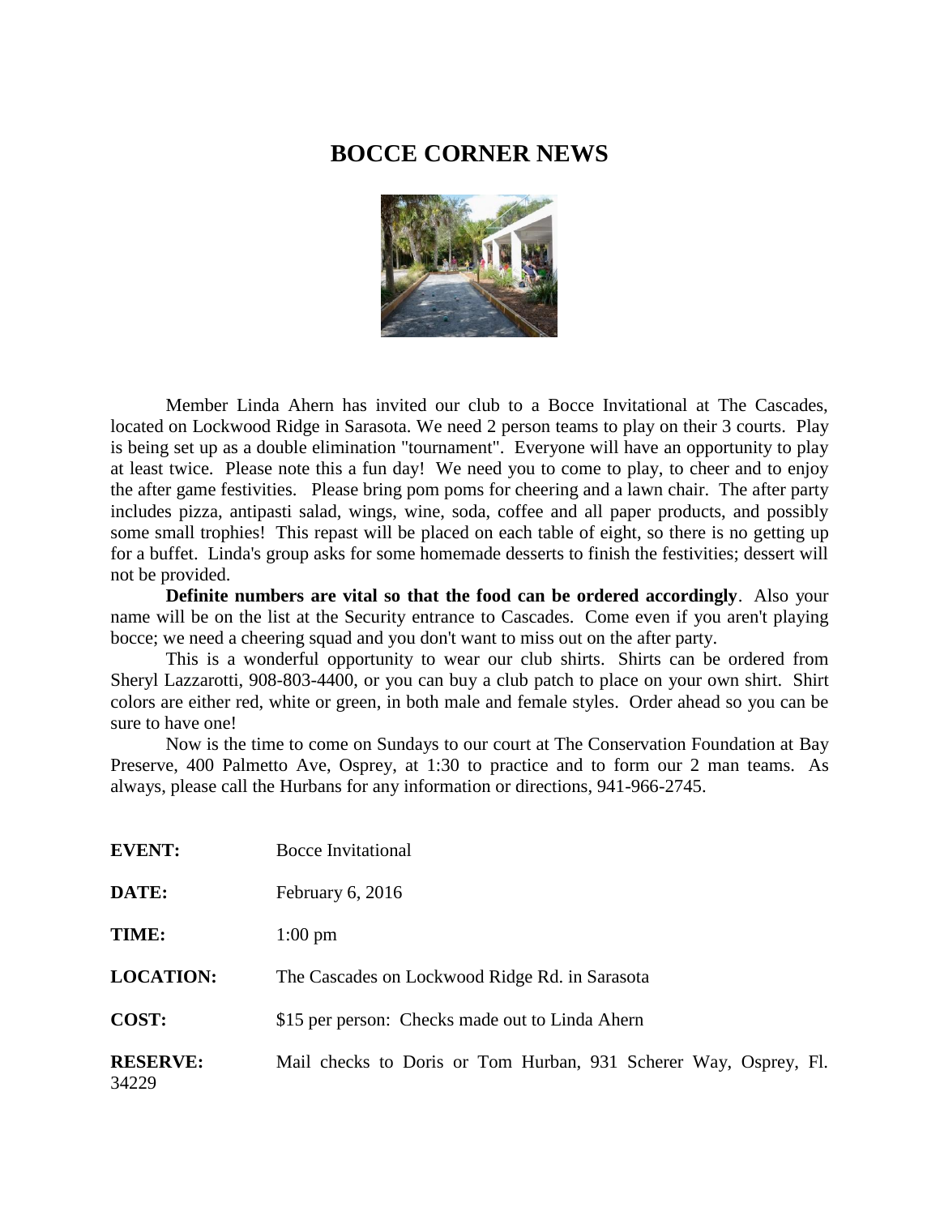# BOCCE CORNER NEWS

Member Linda Ahern has invited our club to a Bocce Invitational at The Cascades, located on Lockwood Ridge in Sarasota. We need 2 person teams to play on their 3 courts. Play is being set up as a double elimination "tournament". Everyone will have an opportunity to play at least twice. Please note this a fun day! We need you to come to play, to cheer and to enjoy the after game festivities. Please bring pom poms for cheering and a lawn chair. The after party includes pizza, antipasti salad, wings, wine, soda, coffee and all paper products, and possibly some small trophies! This repast will be placed on each table of eight, so there is no getting up for a buffet. Linda's group asks for some homemade desserts to finish the festivities; dessert will not be provided.

**Definite numbers are vital so that the food can be ordered accordingly**. Also your name will be on the list at the Security entrance to Cascades. Come even if you aren't playing bocce; we need a cheering squad and you don't want to miss out on the after party.

This is a wonderful opportunity to wear our club shirts. Shirts can be ordered from Sheryl Lazzarotti, 908-803-4400, or you can buy a club patch to place on your own shirt. Shirt colors are either red, white or green, in both male and female styles. Order ahead so you can be sure to have one!

Now is the time to come on Sundays to our court at The Conservation Foundation at Bay Preserve, 400 Palmetto Ave, Osprey, at 1:30 to practice and to form our 2 man teams. As always, please call the Hurbans for any information or directions, 941-966-2745.

**EVENT:** Bocce Invitational

**DATE:** February 6, 2016

**TIME:** 1:00 pm

**LOCATION:** The Cascades on Lockwood Ridge Rd. in Sarasota

**COST:** $15 per person: Checks made out to Linda Ahern

**RESERVE:** Mail checks to Doris or Tom Hurban, 931 Scherer Way, Osprey, Fl. 34229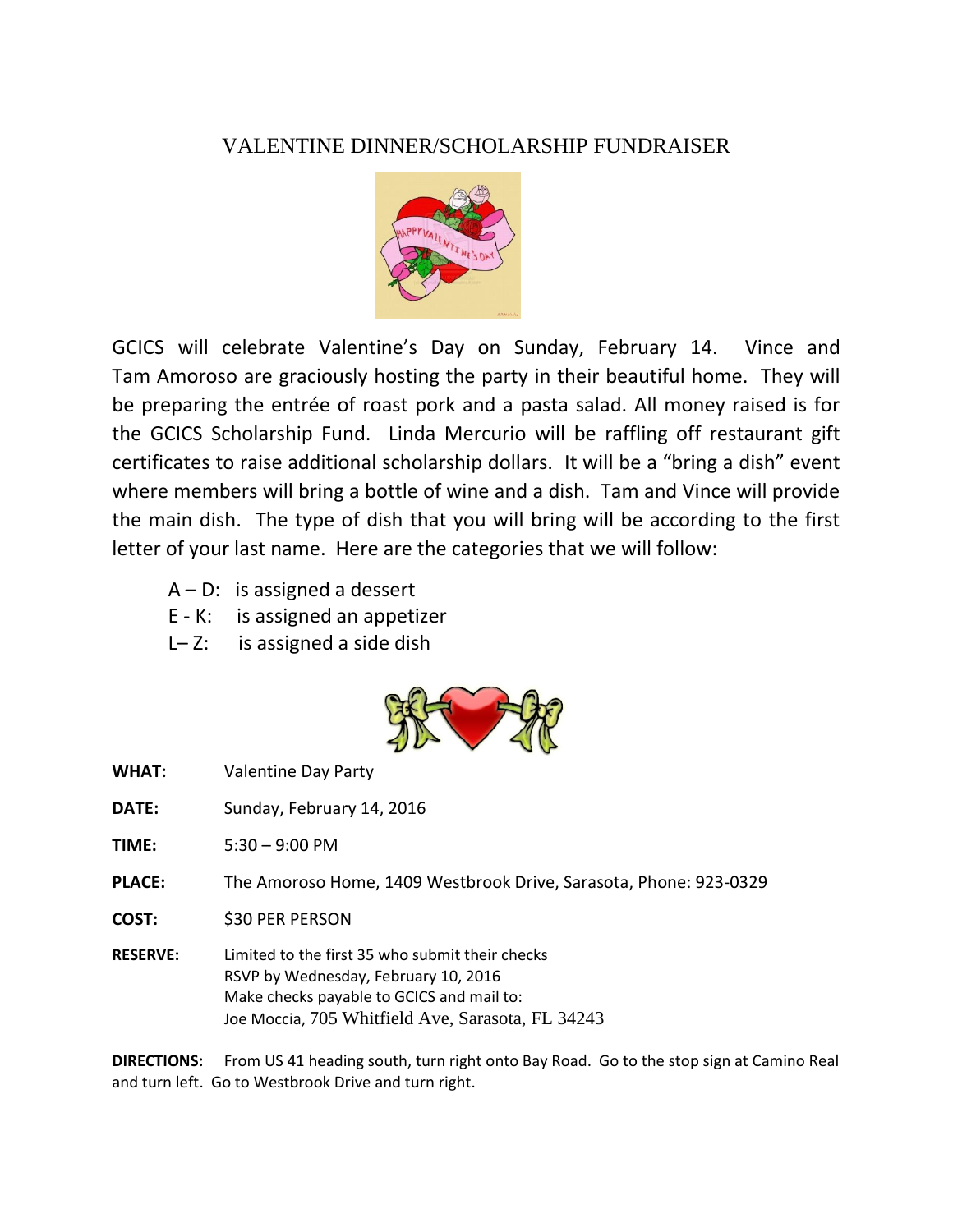# VALENTINE DINNER/SCHOLARSHIP FUNDRAISER

GCICS will celebrate Valentine's Day on Sunday, February 14. Vince and Tam Amoroso are graciously hosting the party in their beautiful home. They will be preparing the entrée of roast pork and a pasta salad. All money raised is for the GCICS Scholarship Fund. Linda Mercurio will be raffling off restaurant gift certificates to raise additional scholarship dollars. It will be a "bring a dish" event where members will bring a bottle of wine and a dish. Tam and Vince will provide the main dish. The type of dish that you will bring will be according to the first letter of your last name. Here are the categories that we will follow:

- A – D: is assigned a dessert
- E - K: is assigned an appetizer
- L– Z: is assigned a side dish

**WHAT:** Valentine Day Party

**DATE:** Sunday, February 14, 2016

**TIME:** 5:30 – 9:00 PM

**PLACE:** The Amoroso Home, 1409 Westbrook Drive, Sarasota, Phone: 923-0329

**COST:** $30 PER PERSON

**RESERVE:** Limited to the first 35 who submit their checks
RSVP by Wednesday, February 10, 2016
Make checks payable to GCICS and mail to:
Joe Moccia, 705 Whitfield Ave, Sarasota, FL 34243

**DIRECTIONS:** From US 41 heading south, turn right onto Bay Road. Go to the stop sign at Camino Real and turn left. Go to Westbrook Drive and turn right.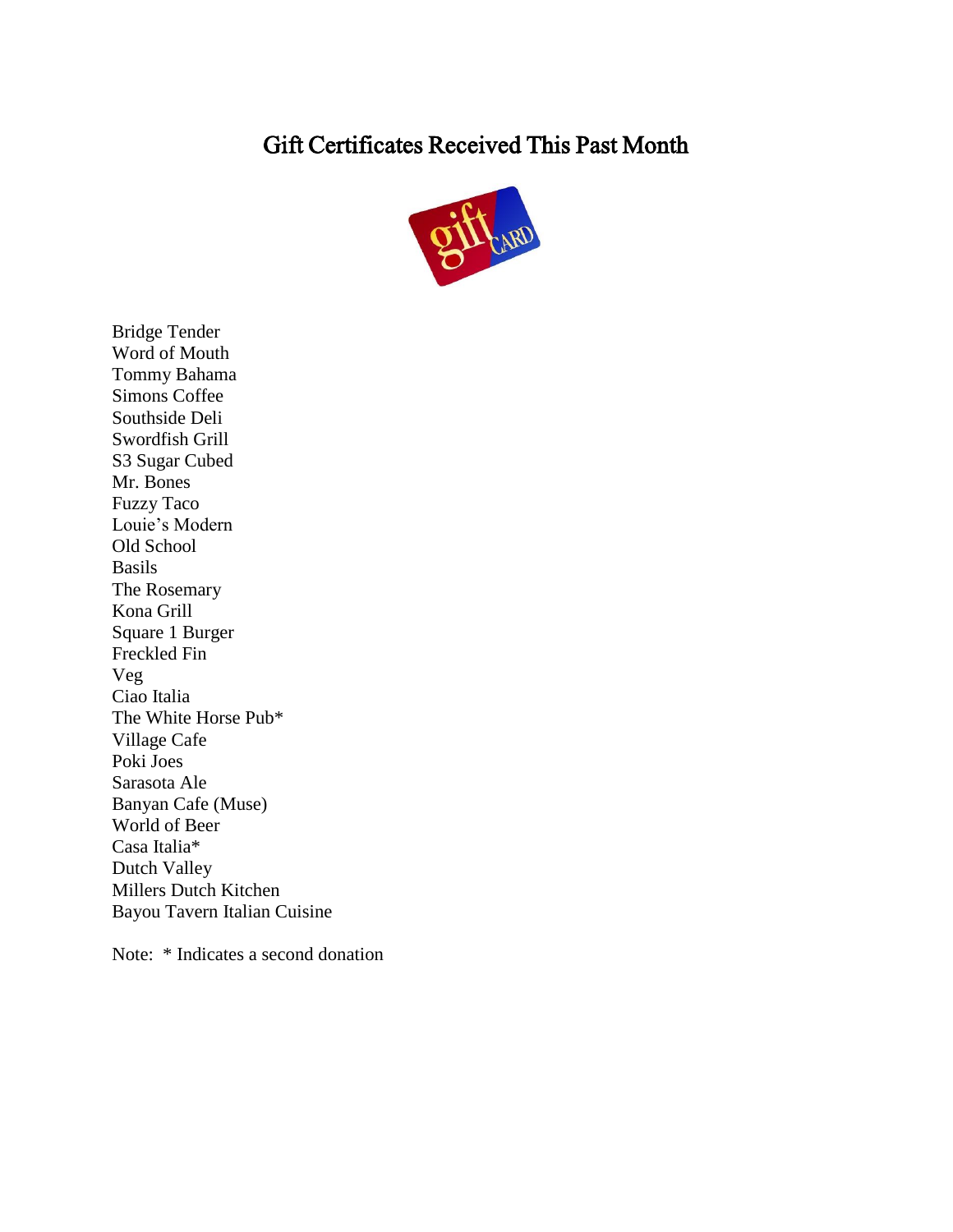# Gift Certificates Received This Past Month

Bridge Tender
Word of Mouth
Tommy Bahama
Simons Coffee
Southside Deli
Swordfish Grill
S3 Sugar Cubed
Mr. Bones
Fuzzy Taco
Louie's Modern
Old School
Basils
The Rosemary
Kona Grill
Square 1 Burger
Freckled Fin
Veg
Ciao Italia
The White Horse Pub*
Village Cafe
Poki Joes
Sarasota Ale
Banyan Cafe (Muse)
World of Beer
Casa Italia*
Dutch Valley
Millers Dutch Kitchen
Bayou Tavern Italian Cuisine

Note: * Indicates a second donation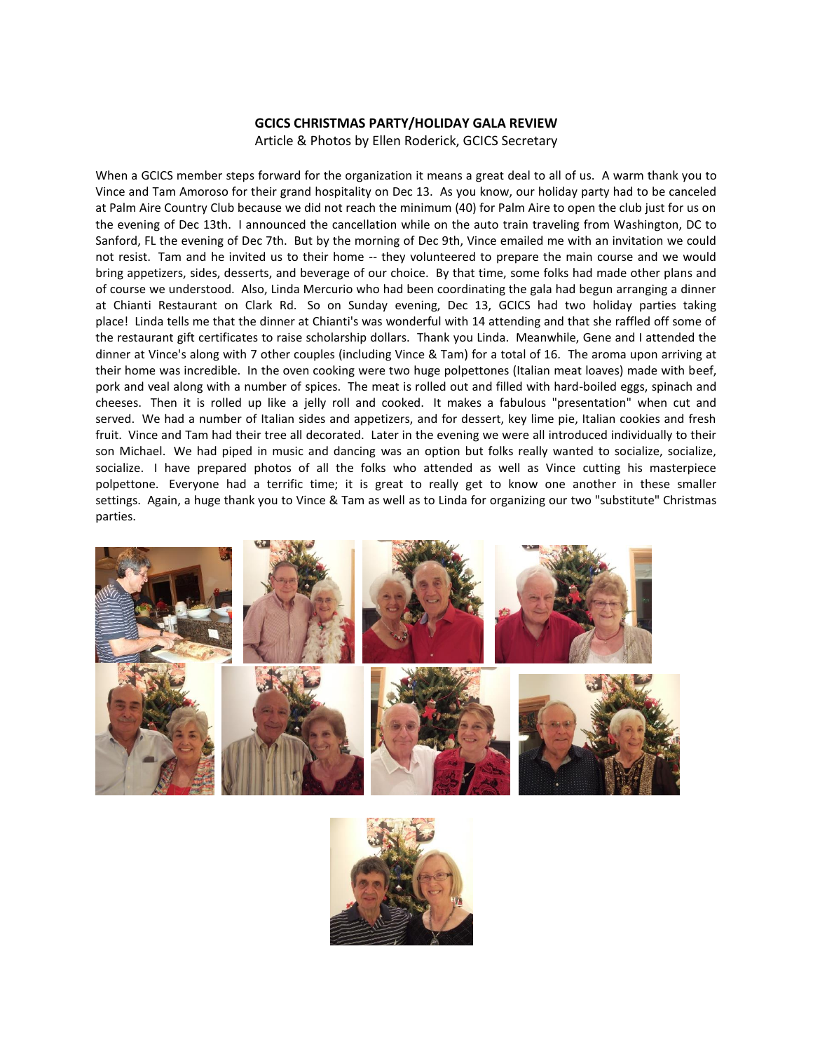**GCICS CHRISTMAS PARTY/HOLIDAY GALA REVIEW**

Article & Photos by Ellen Roderick, GCICS Secretary

When a GCICS member steps forward for the organization it means a great deal to all of us. A warm thank you to Vince and Tam Amoroso for their grand hospitality on Dec 13. As you know, our holiday party had to be canceled at Palm Aire Country Club because we did not reach the minimum (40) for Palm Aire to open the club just for us on the evening of Dec 13th. I announced the cancellation while on the auto train traveling from Washington, DC to Sanford, FL the evening of Dec 7th. But by the morning of Dec 9th, Vince emailed me with an invitation we could not resist. Tam and he invited us to their home -- they volunteered to prepare the main course and we would bring appetizers, sides, desserts, and beverage of our choice. By that time, some folks had made other plans and of course we understood. Also, Linda Mercurio who had been coordinating the gala had begun arranging a dinner at Chianti Restaurant on Clark Rd. So on Sunday evening, Dec 13, GCICS had two holiday parties taking place! Linda tells me that the dinner at Chianti's was wonderful with 14 attending and that she raffled off some of the restaurant gift certificates to raise scholarship dollars. Thank you Linda. Meanwhile, Gene and I attended the dinner at Vince's along with 7 other couples (including Vince & Tam) for a total of 16. The aroma upon arriving at their home was incredible. In the oven cooking were two huge polpettones (Italian meat loaves) made with beef, pork and veal along with a number of spices. The meat is rolled out and filled with hard-boiled eggs, spinach and cheeses. Then it is rolled up like a jelly roll and cooked. It makes a fabulous "presentation" when cut and served. We had a number of Italian sides and appetizers, and for dessert, key lime pie, Italian cookies and fresh fruit. Vince and Tam had their tree all decorated. Later in the evening we were all introduced individually to their son Michael. We had piped in music and dancing was an option but folks really wanted to socialize, socialize, socialize. I have prepared photos of all the folks who attended as well as Vince cutting his masterpiece polpettone. Everyone had a terrific time; it is great to really get to know one another in these smaller settings. Again, a huge thank you to Vince & Tam as well as to Linda for organizing our two "substitute" Christmas parties.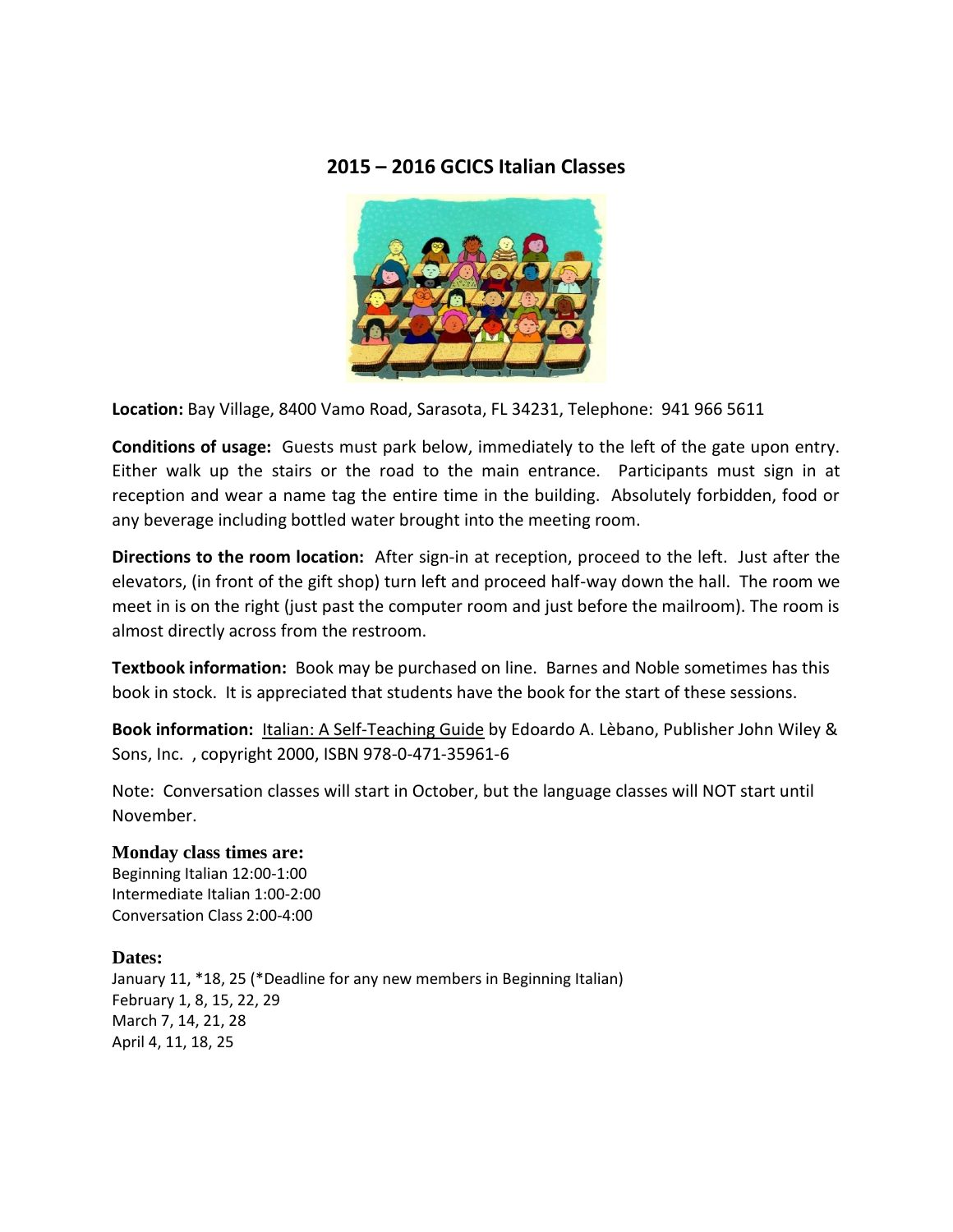## 2015 – 2016 GCICS Italian Classes

**Location:** Bay Village, 8400 Vamo Road, Sarasota, FL 34231, Telephone: 941 966 5611

**Conditions of usage:** Guests must park below, immediately to the left of the gate upon entry. Either walk up the stairs or the road to the main entrance. Participants must sign in at reception and wear a name tag the entire time in the building. Absolutely forbidden, food or any beverage including bottled water brought into the meeting room.

**Directions to the room location:** After sign-in at reception, proceed to the left. Just after the elevators, (in front of the gift shop) turn left and proceed half-way down the hall. The room we meet in is on the right (just past the computer room and just before the mailroom). The room is almost directly across from the restroom.

**Textbook information:** Book may be purchased on line. Barnes and Noble sometimes has this book in stock. It is appreciated that students have the book for the start of these sessions.

**Book information:** Italian: A Self-Teaching Guide by Edoardo A. Lèbano, Publisher John Wiley & Sons, Inc. , copyright 2000, ISBN 978-0-471-35961-6

Note: Conversation classes will start in October, but the language classes will NOT start until November.

**Monday class times are:**

Beginning Italian 12:00-1:00
Intermediate Italian 1:00-2:00
Conversation Class 2:00-4:00

**Dates:**

January 11, *18, 25 (*Deadline for any new members in Beginning Italian)
February 1, 8, 15, 22, 29
March 7, 14, 21, 28
April 4, 11, 18, 25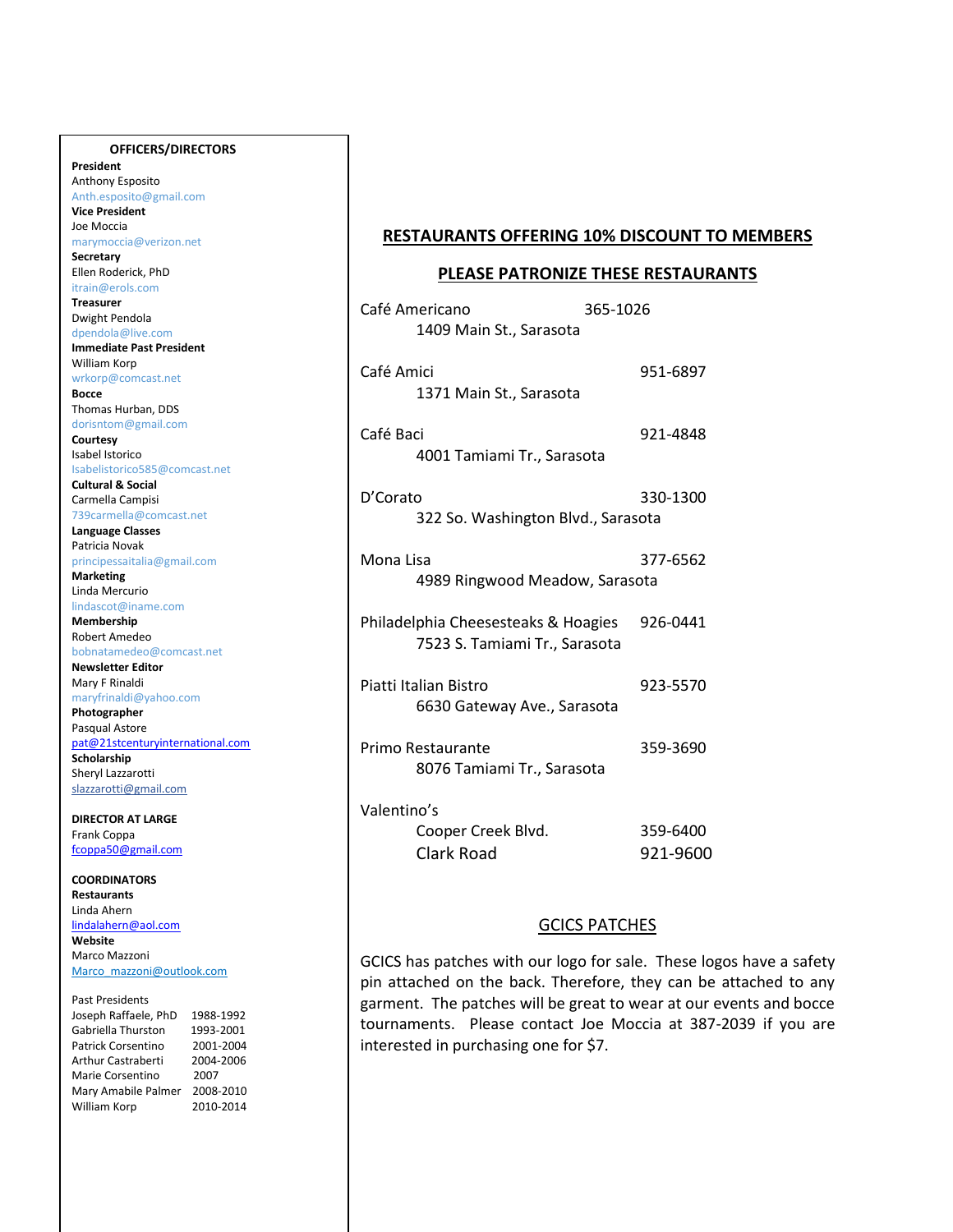**OFFICERS/DIRECTORS**

**President**
Anthony Esposito
Anth.esposito@gmail.com

**Vice President**
Joe Moccia
marymoccia@verizon.net

**Secretary**
Ellen Roderick, PhD
itrain@erols.com

**Treasurer**
Dwight Pendola
dpendola@live.com

**Immediate Past President**
William Korp
wrkorp@comcast.net

**Bocce**
Thomas Hurban, DDS
dorisntom@gmail.com

**Courtesy**
Isabel Istorico
Isabelistorico585@comcast.net

**Cultural & Social**
Carmella Campisi
739carmella@comcast.net

**Language Classes**
Patricia Novak
principessaitalia@gmail.com

**Marketing**
Linda Mercurio
lindascot@iname.com

**Membership**
Robert Amedeo
bobnatamedeo@comcast.net

**Newsletter Editor**
Mary F Rinaldi
maryfrinaldi@yahoo.com

**Photographer**
Pasqual Astore
pat@21stcenturyinternational.com

**Scholarship**
Sheryl Lazzarotti
slazzarotti@gmail.com

**DIRECTOR AT LARGE**
Frank Coppa
fcoppa50@gmail.com

**COORDINATORS**

**Restaurants**
Linda Ahern
lindalahern@aol.com

**Website**
Marco Mazzoni
Marco_mazzoni@outlook.com

Past Presidents

| | |
|---|---|
| Joseph Raffaele, PhD | 1988-1992 |
| Gabriella Thurston | 1993-2001 |
| Patrick Corsentino | 2001-2004 |
| Arthur Castraberti | 2004-2006 |
| Marie Corsentino | 2007 |
| Mary Amabile Palmer | 2008-2010 |
| William Korp | 2010-2014 |

## RESTAURANTS OFFERING 10% DISCOUNT TO MEMBERS

## PLEASE PATRONIZE THESE RESTAURANTS

Café Americano 365-1026
1409 Main St., Sarasota

Café Amici 951-6897
1371 Main St., Sarasota

Café Baci 921-4848
4001 Tamiami Tr., Sarasota

D'Corato 330-1300
322 So. Washington Blvd., Sarasota

Mona Lisa 377-6562
4989 Ringwood Meadow, Sarasota

Philadelphia Cheesesteaks & Hoagies 926-0441
7523 S. Tamiami Tr., Sarasota

Piatti Italian Bistro 923-5570
6630 Gateway Ave., Sarasota

Primo Restaurante 359-3690
8076 Tamiami Tr., Sarasota

Valentino's
Cooper Creek Blvd. 359-6400
Clark Road 921-9600

## GCICS PATCHES

GCICS has patches with our logo for sale. These logos have a safety pin attached on the back. Therefore, they can be attached to any garment. The patches will be great to wear at our events and bocce tournaments. Please contact Joe Moccia at 387-2039 if you are interested in purchasing one for $7.